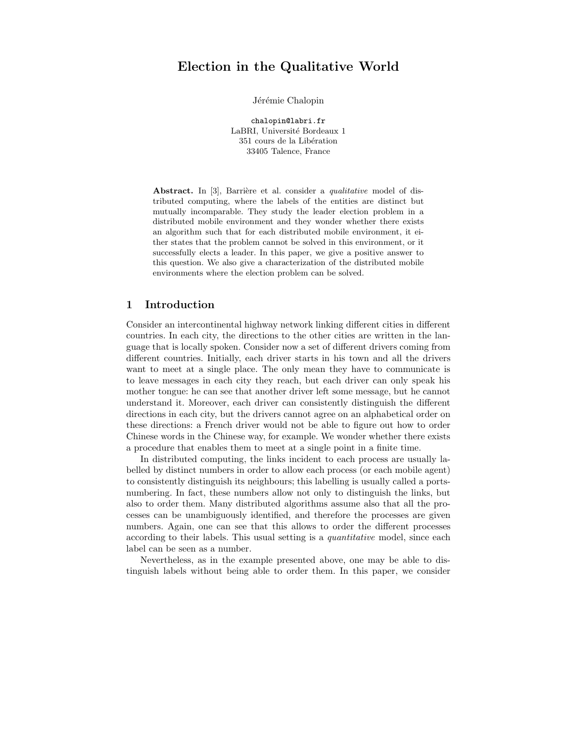# Election in the Qualitative World

Jérémie Chalopin

chalopin@labri.fr
LaBRI, Université Bordeaux 1
351 cours de la Libération
33405 Talence, France

**Abstract.** In [3], Barrière et al. consider a *qualitative* model of distributed computing, where the labels of the entities are distinct but mutually incomparable. They study the leader election problem in a distributed mobile environment and they wonder whether there exists an algorithm such that for each distributed mobile environment, it either states that the problem cannot be solved in this environment, or it successfully elects a leader. In this paper, we give a positive answer to this question. We also give a characterization of the distributed mobile environments where the election problem can be solved.

## 1 Introduction

Consider an intercontinental highway network linking different cities in different countries. In each city, the directions to the other cities are written in the language that is locally spoken. Consider now a set of different drivers coming from different countries. Initially, each driver starts in his town and all the drivers want to meet at a single place. The only mean they have to communicate is to leave messages in each city they reach, but each driver can only speak his mother tongue: he can see that another driver left some message, but he cannot understand it. Moreover, each driver can consistently distinguish the different directions in each city, but the drivers cannot agree on an alphabetical order on these directions: a French driver would not be able to figure out how to order Chinese words in the Chinese way, for example. We wonder whether there exists a procedure that enables them to meet at a single point in a finite time.

In distributed computing, the links incident to each process are usually labelled by distinct numbers in order to allow each process (or each mobile agent) to consistently distinguish its neighbours; this labelling is usually called a ports-numbering. In fact, these numbers allow not only to distinguish the links, but also to order them. Many distributed algorithms assume also that all the processes can be unambiguously identified, and therefore the processes are given numbers. Again, one can see that this allows to order the different processes according to their labels. This usual setting is a *quantitative* model, since each label can be seen as a number.

Nevertheless, as in the example presented above, one may be able to distinguish labels without being able to order them. In this paper, we consider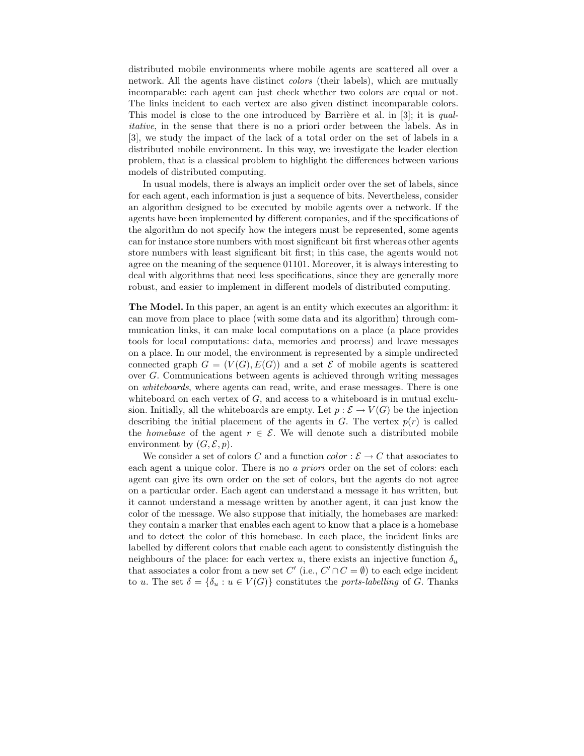distributed mobile environments where mobile agents are scattered all over a network. All the agents have distinct *colors* (their labels), which are mutually incomparable: each agent can just check whether two colors are equal or not. The links incident to each vertex are also given distinct incomparable colors. This model is close to the one introduced by Barrière et al. in [3]; it is *qualitative*, in the sense that there is no a priori order between the labels. As in [3], we study the impact of the lack of a total order on the set of labels in a distributed mobile environment. In this way, we investigate the leader election problem, that is a classical problem to highlight the differences between various models of distributed computing.

In usual models, there is always an implicit order over the set of labels, since for each agent, each information is just a sequence of bits. Nevertheless, consider an algorithm designed to be executed by mobile agents over a network. If the agents have been implemented by different companies, and if the specifications of the algorithm do not specify how the integers must be represented, some agents can for instance store numbers with most significant bit first whereas other agents store numbers with least significant bit first; in this case, the agents would not agree on the meaning of the sequence 01101. Moreover, it is always interesting to deal with algorithms that need less specifications, since they are generally more robust, and easier to implement in different models of distributed computing.

**The Model.** In this paper, an agent is an entity which executes an algorithm: it can move from place to place (with some data and its algorithm) through communication links, it can make local computations on a place (a place provides tools for local computations: data, memories and process) and leave messages on a place. In our model, the environment is represented by a simple undirected connected graph $G = (V(G), E(G))$ and a set $\mathcal{E}$ of mobile agents is scattered over $G$. Communications between agents is achieved through writing messages on *whiteboards*, where agents can read, write, and erase messages. There is one whiteboard on each vertex of $G$, and access to a whiteboard is in mutual exclusion. Initially, all the whiteboards are empty. Let $p : \mathcal{E} \to V(G)$ be the injection describing the initial placement of the agents in $G$. The vertex $p(r)$ is called the *homebase* of the agent $r \in \mathcal{E}$. We will denote such a distributed mobile environment by $(G, \mathcal{E}, p)$.

We consider a set of colors $C$ and a function $color : \mathcal{E} \to C$ that associates to each agent a unique color. There is no *a priori* order on the set of colors: each agent can give its own order on the set of colors, but the agents do not agree on a particular order. Each agent can understand a message it has written, but it cannot understand a message written by another agent, it can just know the color of the message. We also suppose that initially, the homebases are marked: they contain a marker that enables each agent to know that a place is a homebase and to detect the color of this homebase. In each place, the incident links are labelled by different colors that enable each agent to consistently distinguish the neighbours of the place: for each vertex $u$, there exists an injective function $\delta_u$ that associates a color from a new set $C'$ (i.e., $C' \cap C = \emptyset$) to each edge incident to $u$. The set $\delta = \{\delta_u : u \in V(G)\}$ constitutes the *ports-labelling* of $G$. Thanks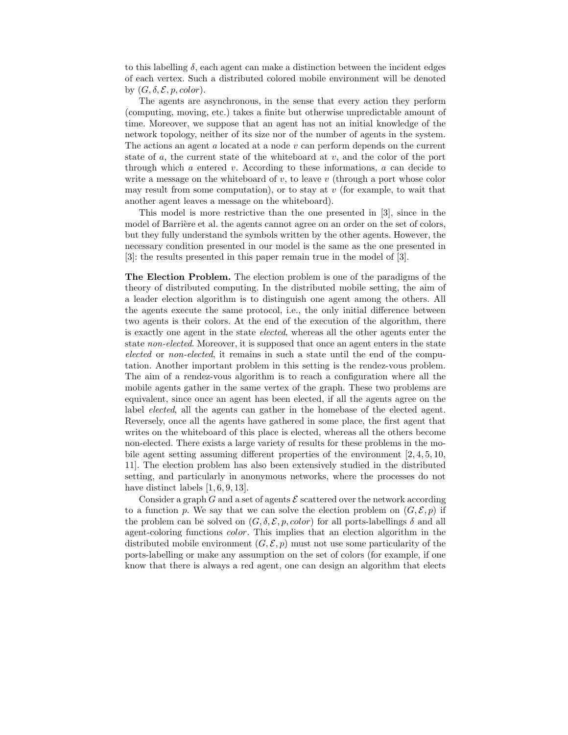to this labelling $\delta$, each agent can make a distinction between the incident edges of each vertex. Such a distributed colored mobile environment will be denoted by $(G, \delta, \mathcal{E}, p, color)$.

The agents are asynchronous, in the sense that every action they perform (computing, moving, etc.) takes a finite but otherwise unpredictable amount of time. Moreover, we suppose that an agent has not an initial knowledge of the network topology, neither of its size nor of the number of agents in the system. The actions an agent $a$ located at a node $v$ can perform depends on the current state of $a$, the current state of the whiteboard at $v$, and the color of the port through which $a$ entered $v$. According to these informations, $a$ can decide to write a message on the whiteboard of $v$, to leave $v$ (through a port whose color may result from some computation), or to stay at $v$ (for example, to wait that another agent leaves a message on the whiteboard).

This model is more restrictive than the one presented in [3], since in the model of Barrière et al. the agents cannot agree on an order on the set of colors, but they fully understand the symbols written by the other agents. However, the necessary condition presented in our model is the same as the one presented in [3]: the results presented in this paper remain true in the model of [3].

**The Election Problem.** The election problem is one of the paradigms of the theory of distributed computing. In the distributed mobile setting, the aim of a leader election algorithm is to distinguish one agent among the others. All the agents execute the same protocol, i.e., the only initial difference between two agents is their colors. At the end of the execution of the algorithm, there is exactly one agent in the state *elected*, whereas all the other agents enter the state *non-elected*. Moreover, it is supposed that once an agent enters in the state *elected* or *non-elected*, it remains in such a state until the end of the computation. Another important problem in this setting is the rendez-vous problem. The aim of a rendez-vous algorithm is to reach a configuration where all the mobile agents gather in the same vertex of the graph. These two problems are equivalent, since once an agent has been elected, if all the agents agree on the label *elected*, all the agents can gather in the homebase of the elected agent. Reversely, once all the agents have gathered in some place, the first agent that writes on the whiteboard of this place is elected, whereas all the others become non-elected. There exists a large variety of results for these problems in the mobile agent setting assuming different properties of the environment [2, 4, 5, 10, 11]. The election problem has also been extensively studied in the distributed setting, and particularly in anonymous networks, where the processes do not have distinct labels [1, 6, 9, 13].

Consider a graph $G$ and a set of agents $\mathcal{E}$ scattered over the network according to a function $p$. We say that we can solve the election problem on $(G, \mathcal{E}, p)$ if the problem can be solved on $(G, \delta, \mathcal{E}, p, color)$ for all ports-labellings $\delta$ and all agent-coloring functions $color$. This implies that an election algorithm in the distributed mobile environment $(G, \mathcal{E}, p)$ must not use some particularity of the ports-labelling or make any assumption on the set of colors (for example, if one know that there is always a red agent, one can design an algorithm that elects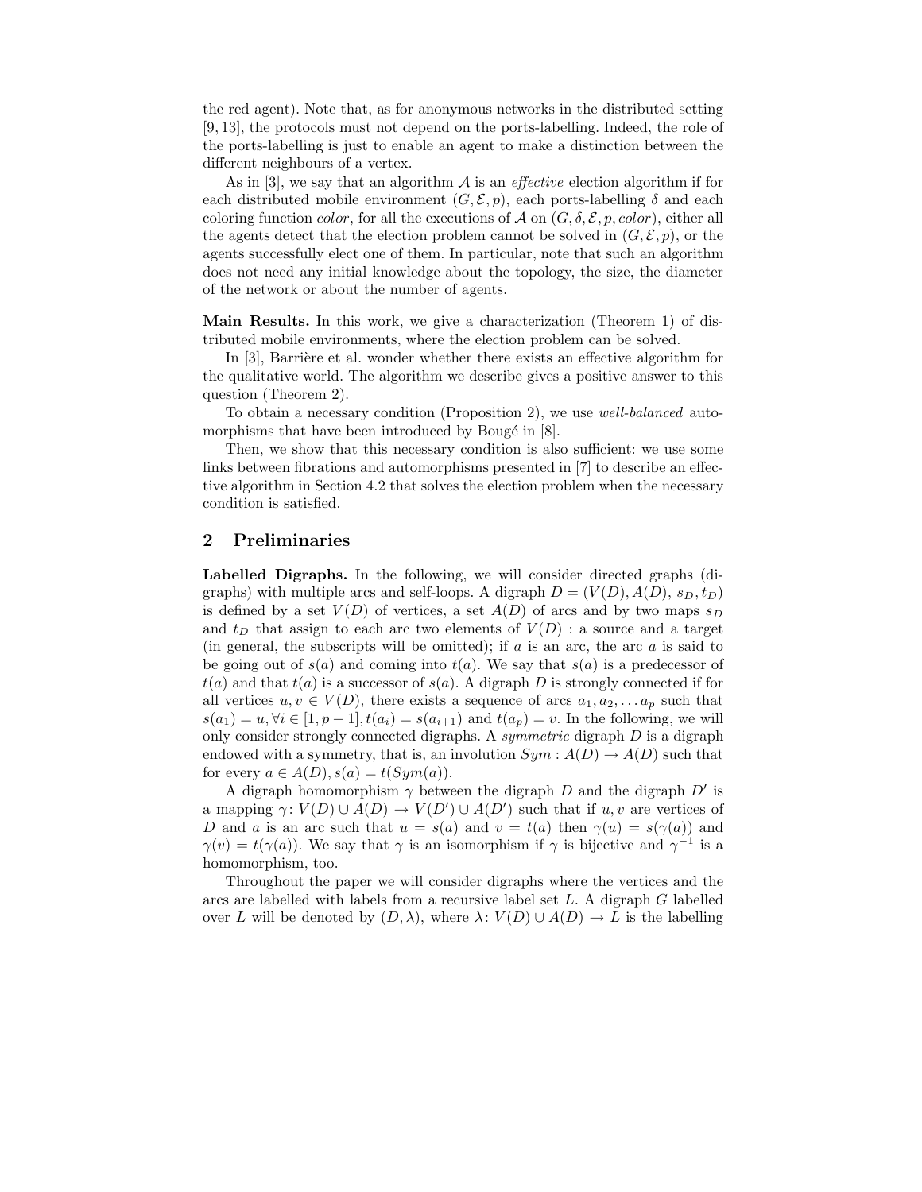the red agent). Note that, as for anonymous networks in the distributed setting [9, 13], the protocols must not depend on the ports-labelling. Indeed, the role of the ports-labelling is just to enable an agent to make a distinction between the different neighbours of a vertex.

As in [3], we say that an algorithm $\mathcal{A}$ is an *effective* election algorithm if for each distributed mobile environment $(G, \mathcal{E}, p)$, each ports-labelling $\delta$ and each coloring function *color*, for all the executions of $\mathcal{A}$ on $(G, \delta, \mathcal{E}, p, color)$, either all the agents detect that the election problem cannot be solved in $(G, \mathcal{E}, p)$, or the agents successfully elect one of them. In particular, note that such an algorithm does not need any initial knowledge about the topology, the size, the diameter of the network or about the number of agents.

**Main Results.** In this work, we give a characterization (Theorem 1) of distributed mobile environments, where the election problem can be solved.

In [3], Barrière et al. wonder whether there exists an effective algorithm for the qualitative world. The algorithm we describe gives a positive answer to this question (Theorem 2).

To obtain a necessary condition (Proposition 2), we use *well-balanced* automorphisms that have been introduced by Bougé in [8].

Then, we show that this necessary condition is also sufficient: we use some links between fibrations and automorphisms presented in [7] to describe an effective algorithm in Section 4.2 that solves the election problem when the necessary condition is satisfied.

## 2 Preliminaries

**Labelled Digraphs.** In the following, we will consider directed graphs (digraphs) with multiple arcs and self-loops. A digraph $D = (V(D), A(D), s_D, t_D)$ is defined by a set $V(D)$ of vertices, a set $A(D)$ of arcs and by two maps $s_D$ and $t_D$ that assign to each arc two elements of $V(D)$ : a source and a target (in general, the subscripts will be omitted); if $a$ is an arc, the arc $a$ is said to be going out of $s(a)$ and coming into $t(a)$. We say that $s(a)$ is a predecessor of $t(a)$ and that $t(a)$ is a successor of $s(a)$. A digraph $D$ is strongly connected if for all vertices $u, v \in V(D)$, there exists a sequence of arcs $a_1, a_2, \ldots a_p$ such that $s(a_1) = u, \forall i \in [1, p-1], t(a_i) = s(a_{i+1})$ and $t(a_p) = v$. In the following, we will only consider strongly connected digraphs. A *symmetric* digraph $D$ is a digraph endowed with a symmetry, that is, an involution $Sym : A(D) \to A(D)$ such that for every $a \in A(D), s(a) = t(Sym(a))$.

A digraph homomorphism $\gamma$ between the digraph $D$ and the digraph $D'$ is a mapping $\gamma \colon V(D) \cup A(D) \to V(D') \cup A(D')$ such that if $u, v$ are vertices of $D$ and $a$ is an arc such that $u = s(a)$ and $v = t(a)$ then $\gamma(u) = s(\gamma(a))$ and $\gamma(v) = t(\gamma(a))$. We say that $\gamma$ is an isomorphism if $\gamma$ is bijective and $\gamma^{-1}$ is a homomorphism, too.

Throughout the paper we will consider digraphs where the vertices and the arcs are labelled with labels from a recursive label set $L$. A digraph $G$ labelled over $L$ will be denoted by $(D, \lambda)$, where $\lambda \colon V(D) \cup A(D) \to L$ is the labelling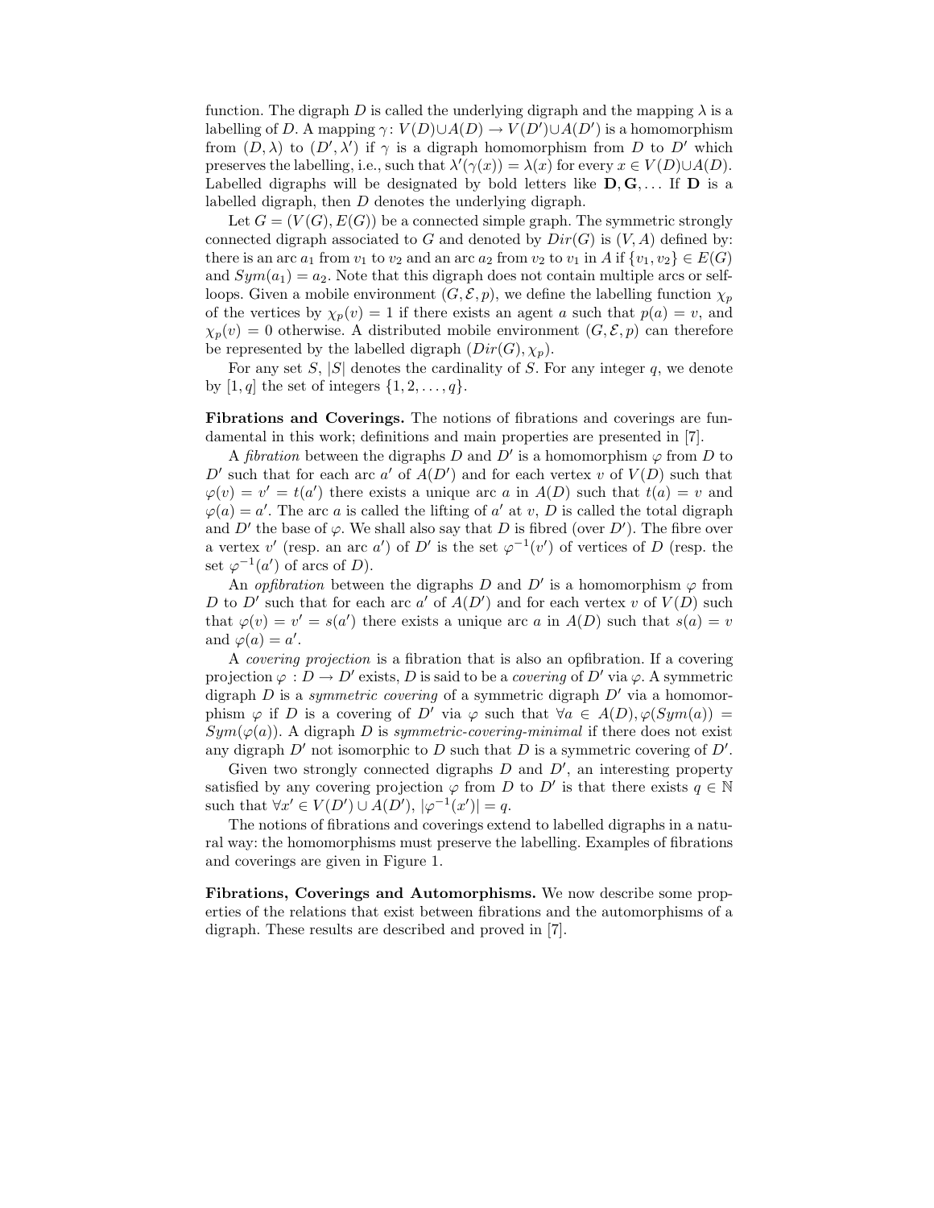function. The digraph $D$ is called the underlying digraph and the mapping $\lambda$ is a labelling of $D$. A mapping $\gamma\colon V(D) \cup A(D) \to V(D') \cup A(D')$ is a homomorphism from $(D, \lambda)$ to $(D', \lambda')$ if $\gamma$ is a digraph homomorphism from $D$ to $D'$ which preserves the labelling, i.e., such that $\lambda'(\gamma(x)) = \lambda(x)$ for every $x \in V(D) \cup A(D)$. Labelled digraphs will be designated by bold letters like $\mathbf{D}, \mathbf{G}, \ldots$ If $\mathbf{D}$ is a labelled digraph, then $D$ denotes the underlying digraph.

Let $G = (V(G), E(G))$ be a connected simple graph. The symmetric strongly connected digraph associated to $G$ and denoted by $Dir(G)$ is $(V, A)$ defined by: there is an arc $a_1$ from $v_1$ to $v_2$ and an arc $a_2$ from $v_2$ to $v_1$ in $A$ if $\{v_1, v_2\} \in E(G)$ and $Sym(a_1) = a_2$. Note that this digraph does not contain multiple arcs or self-loops. Given a mobile environment $(G, \mathcal{E}, p)$, we define the labelling function $\chi_p$ of the vertices by $\chi_p(v) = 1$ if there exists an agent $a$ such that $p(a) = v$, and $\chi_p(v) = 0$ otherwise. A distributed mobile environment $(G, \mathcal{E}, p)$ can therefore be represented by the labelled digraph $(Dir(G), \chi_p)$.

For any set $S$, $|S|$ denotes the cardinality of $S$. For any integer $q$, we denote by $[1, q]$ the set of integers $\{1, 2, \ldots, q\}$.

**Fibrations and Coverings.** The notions of fibrations and coverings are fundamental in this work; definitions and main properties are presented in [7].

A *fibration* between the digraphs $D$ and $D'$ is a homomorphism $\varphi$ from $D$ to $D'$ such that for each arc $a'$ of $A(D')$ and for each vertex $v$ of $V(D)$ such that $\varphi(v) = v' = t(a')$ there exists a unique arc $a$ in $A(D)$ such that $t(a) = v$ and $\varphi(a) = a'$. The arc $a$ is called the lifting of $a'$ at $v$, $D$ is called the total digraph and $D'$ the base of $\varphi$. We shall also say that $D$ is fibred (over $D'$). The fibre over a vertex $v'$ (resp. an arc $a'$) of $D'$ is the set $\varphi^{-1}(v')$ of vertices of $D$ (resp. the set $\varphi^{-1}(a')$ of arcs of $D$).

An *opfibration* between the digraphs $D$ and $D'$ is a homomorphism $\varphi$ from $D$ to $D'$ such that for each arc $a'$ of $A(D')$ and for each vertex $v$ of $V(D)$ such that $\varphi(v) = v' = s(a')$ there exists a unique arc $a$ in $A(D)$ such that $s(a) = v$ and $\varphi(a) = a'$.

A *covering projection* is a fibration that is also an opfibration. If a covering projection $\varphi : D \to D'$ exists, $D$ is said to be a *covering* of $D'$ via $\varphi$. A symmetric digraph $D$ is a *symmetric covering* of a symmetric digraph $D'$ via a homomorphism $\varphi$ if $D$ is a covering of $D'$ via $\varphi$ such that $\forall a \in A(D), \varphi(Sym(a)) = Sym(\varphi(a))$. A digraph $D$ is *symmetric-covering-minimal* if there does not exist any digraph $D'$ not isomorphic to $D$ such that $D$ is a symmetric covering of $D'$.

Given two strongly connected digraphs $D$ and $D'$, an interesting property satisfied by any covering projection $\varphi$ from $D$ to $D'$ is that there exists $q \in \mathbb{N}$ such that $\forall x' \in V(D') \cup A(D')$, $|\varphi^{-1}(x')| = q$.

The notions of fibrations and coverings extend to labelled digraphs in a natural way: the homomorphisms must preserve the labelling. Examples of fibrations and coverings are given in Figure 1.

**Fibrations, Coverings and Automorphisms.** We now describe some properties of the relations that exist between fibrations and the automorphisms of a digraph. These results are described and proved in [7].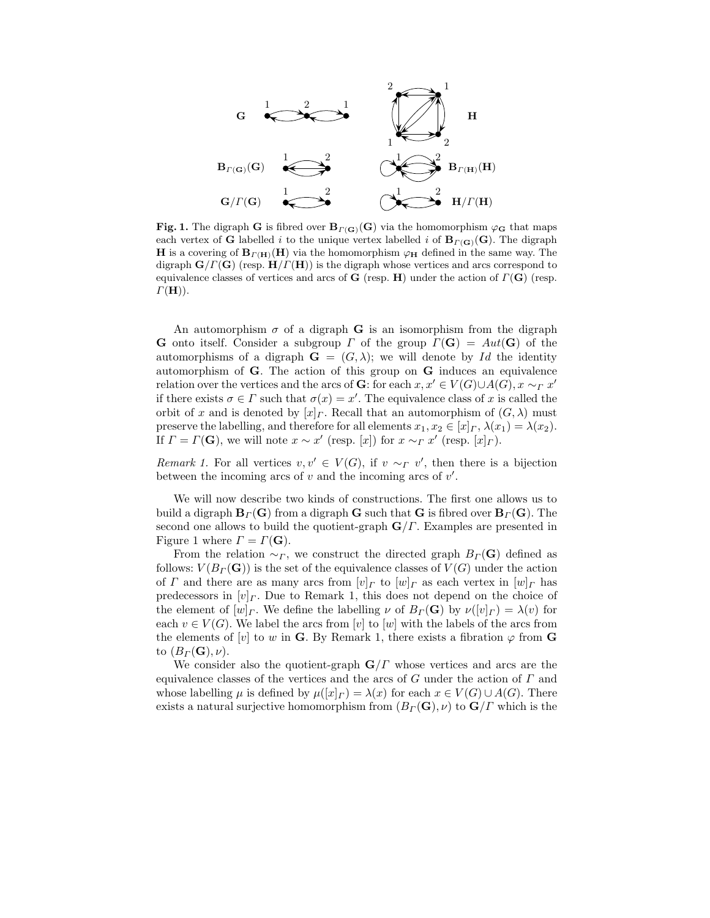**Fig. 1.** The digraph $\mathbf{G}$ is fibred over $\mathbf{B}_{\Gamma(\mathbf{G})}(\mathbf{G})$ via the homomorphism $\varphi_{\mathbf{G}}$ that maps each vertex of $\mathbf{G}$ labelled $i$ to the unique vertex labelled $i$ of $\mathbf{B}_{\Gamma(\mathbf{G})}(\mathbf{G})$. The digraph $\mathbf{H}$ is a covering of $\mathbf{B}_{\Gamma(\mathbf{H})}(\mathbf{H})$ via the homomorphism $\varphi_{\mathbf{H}}$ defined in the same way. The digraph $\mathbf{G}/\Gamma(\mathbf{G})$ (resp. $\mathbf{H}/\Gamma(\mathbf{H})$) is the digraph whose vertices and arcs correspond to equivalence classes of vertices and arcs of $\mathbf{G}$ (resp. $\mathbf{H}$) under the action of $\Gamma(\mathbf{G})$ (resp. $\Gamma(\mathbf{H})$).

An automorphism $\sigma$ of a digraph $\mathbf{G}$ is an isomorphism from the digraph $\mathbf{G}$ onto itself. Consider a subgroup $\Gamma$ of the group $\Gamma(\mathbf{G}) = Aut(\mathbf{G})$ of the automorphisms of a digraph $\mathbf{G} = (G, \lambda)$; we will denote by $Id$ the identity automorphism of $\mathbf{G}$. The action of this group on $\mathbf{G}$ induces an equivalence relation over the vertices and the arcs of $\mathbf{G}$: for each $x, x' \in V(G) \cup A(G)$, $x \sim_\Gamma x'$ if there exists $\sigma \in \Gamma$ such that $\sigma(x) = x'$. The equivalence class of $x$ is called the orbit of $x$ and is denoted by $[x]_\Gamma$. Recall that an automorphism of $(G, \lambda)$ must preserve the labelling, and therefore for all elements $x_1, x_2 \in [x]_\Gamma$, $\lambda(x_1) = \lambda(x_2)$. If $\Gamma = \Gamma(\mathbf{G})$, we will note $x \sim x'$ (resp. $[x]$) for $x \sim_\Gamma x'$ (resp. $[x]_\Gamma$).

*Remark 1.* For all vertices $v, v' \in V(G)$, if $v \sim_\Gamma v'$, then there is a bijection between the incoming arcs of $v$ and the incoming arcs of $v'$.

We will now describe two kinds of constructions. The first one allows us to build a digraph $\mathbf{B}_\Gamma(\mathbf{G})$ from a digraph $\mathbf{G}$ such that $\mathbf{G}$ is fibred over $\mathbf{B}_\Gamma(\mathbf{G})$. The second one allows to build the quotient-graph $\mathbf{G}/\Gamma$. Examples are presented in Figure 1 where $\Gamma = \Gamma(\mathbf{G})$.

From the relation $\sim_\Gamma$, we construct the directed graph $B_\Gamma(\mathbf{G})$ defined as follows: $V(B_\Gamma(\mathbf{G}))$ is the set of the equivalence classes of $V(G)$ under the action of $\Gamma$ and there are as many arcs from $[v]_\Gamma$ to $[w]_\Gamma$ as each vertex in $[w]_\Gamma$ has predecessors in $[v]_\Gamma$. Due to Remark 1, this does not depend on the choice of the element of $[w]_\Gamma$. We define the labelling $\nu$ of $B_\Gamma(\mathbf{G})$ by $\nu([v]_\Gamma) = \lambda(v)$ for each $v \in V(G)$. We label the arcs from $[v]$ to $[w]$ with the labels of the arcs from the elements of $[v]$ to $w$ in $\mathbf{G}$. By Remark 1, there exists a fibration $\varphi$ from $\mathbf{G}$ to $(B_\Gamma(\mathbf{G}), \nu)$.

We consider also the quotient-graph $\mathbf{G}/\Gamma$ whose vertices and arcs are the equivalence classes of the vertices and the arcs of $G$ under the action of $\Gamma$ and whose labelling $\mu$ is defined by $\mu([x]_\Gamma) = \lambda(x)$ for each $x \in V(G) \cup A(G)$. There exists a natural surjective homomorphism from $(B_\Gamma(\mathbf{G}), \nu)$ to $\mathbf{G}/\Gamma$ which is the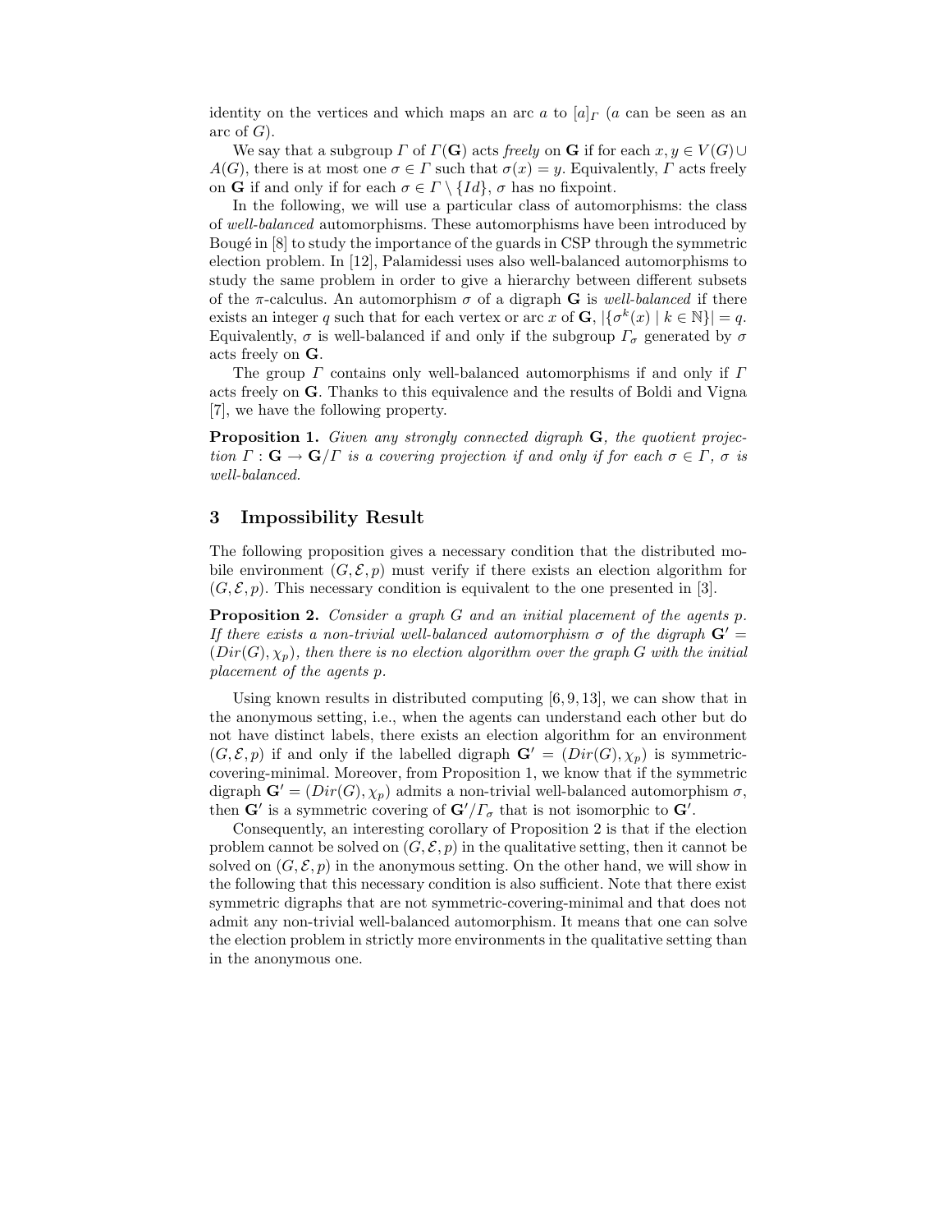identity on the vertices and which maps an arc $a$ to $[a]_\Gamma$ ($a$ can be seen as an arc of $G$).

We say that a subgroup $\Gamma$ of $\Gamma(\mathbf{G})$ acts *freely* on $\mathbf{G}$ if for each $x, y \in V(G) \cup A(G)$, there is at most one $\sigma \in \Gamma$ such that $\sigma(x) = y$. Equivalently, $\Gamma$ acts freely on $\mathbf{G}$ if and only if for each $\sigma \in \Gamma \setminus \{Id\}$, $\sigma$ has no fixpoint.

In the following, we will use a particular class of automorphisms: the class of *well-balanced* automorphisms. These automorphisms have been introduced by Bougé in [8] to study the importance of the guards in CSP through the symmetric election problem. In [12], Palamidessi uses also well-balanced automorphisms to study the same problem in order to give a hierarchy between different subsets of the $\pi$-calculus. An automorphism $\sigma$ of a digraph $\mathbf{G}$ is *well-balanced* if there exists an integer $q$ such that for each vertex or arc $x$ of $\mathbf{G}$, $|\{\sigma^k(x) \mid k \in \mathbb{N}\}| = q$. Equivalently, $\sigma$ is well-balanced if and only if the subgroup $\Gamma_\sigma$ generated by $\sigma$ acts freely on $\mathbf{G}$.

The group $\Gamma$ contains only well-balanced automorphisms if and only if $\Gamma$ acts freely on $\mathbf{G}$. Thanks to this equivalence and the results of Boldi and Vigna [7], we have the following property.

**Proposition 1.** *Given any strongly connected digraph $\mathbf{G}$, the quotient projection $\Gamma : \mathbf{G} \to \mathbf{G}/\Gamma$ is a covering projection if and only if for each $\sigma \in \Gamma$, $\sigma$ is well-balanced.*

## 3 Impossibility Result

The following proposition gives a necessary condition that the distributed mobile environment $(G, \mathcal{E}, p)$ must verify if there exists an election algorithm for $(G, \mathcal{E}, p)$. This necessary condition is equivalent to the one presented in [3].

**Proposition 2.** *Consider a graph $G$ and an initial placement of the agents $p$. If there exists a non-trivial well-balanced automorphism $\sigma$ of the digraph $\mathbf{G}' = (Dir(G), \chi_p)$, then there is no election algorithm over the graph $G$ with the initial placement of the agents $p$.*

Using known results in distributed computing [6, 9, 13], we can show that in the anonymous setting, i.e., when the agents can understand each other but do not have distinct labels, there exists an election algorithm for an environment $(G, \mathcal{E}, p)$ if and only if the labelled digraph $\mathbf{G}' = (Dir(G), \chi_p)$ is symmetric-covering-minimal. Moreover, from Proposition 1, we know that if the symmetric digraph $\mathbf{G}' = (Dir(G), \chi_p)$ admits a non-trivial well-balanced automorphism $\sigma$, then $\mathbf{G}'$ is a symmetric covering of $\mathbf{G}'/\Gamma_\sigma$ that is not isomorphic to $\mathbf{G}'$.

Consequently, an interesting corollary of Proposition 2 is that if the election problem cannot be solved on $(G, \mathcal{E}, p)$ in the qualitative setting, then it cannot be solved on $(G, \mathcal{E}, p)$ in the anonymous setting. On the other hand, we will show in the following that this necessary condition is also sufficient. Note that there exist symmetric digraphs that are not symmetric-covering-minimal and that does not admit any non-trivial well-balanced automorphism. It means that one can solve the election problem in strictly more environments in the qualitative setting than in the anonymous one.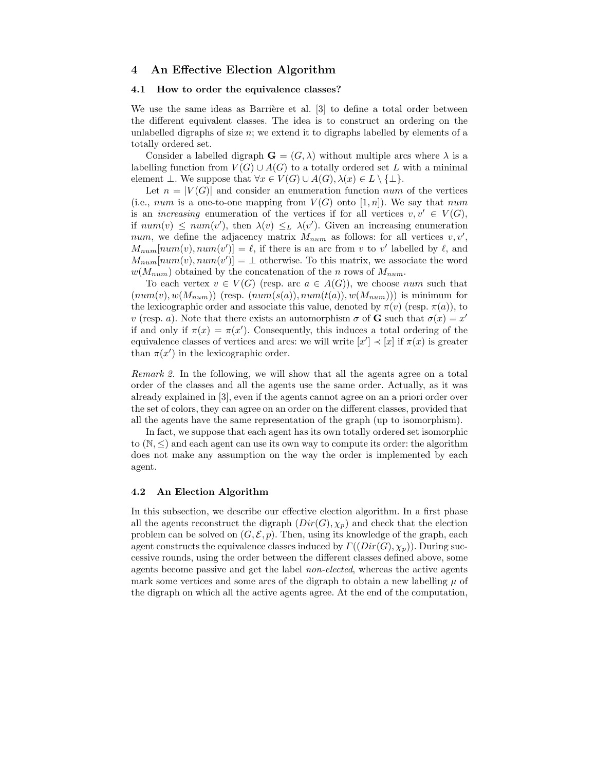## 4 An Effective Election Algorithm

### 4.1 How to order the equivalence classes?

We use the same ideas as Barrière et al. [3] to define a total order between the different equivalent classes. The idea is to construct an ordering on the unlabelled digraphs of size $n$; we extend it to digraphs labelled by elements of a totally ordered set.

Consider a labelled digraph $\mathbf{G} = (G, \lambda)$ without multiple arcs where $\lambda$ is a labelling function from $V(G) \cup A(G)$ to a totally ordered set $L$ with a minimal element $\perp$. We suppose that $\forall x \in V(G) \cup A(G), \lambda(x) \in L \setminus \{\perp\}$.

Let $n = |V(G)|$ and consider an enumeration function $num$ of the vertices (i.e., $num$ is a one-to-one mapping from $V(G)$ onto $[1, n]$). We say that $num$ is an *increasing* enumeration of the vertices if for all vertices $v, v' \in V(G)$, if $num(v) \leq num(v')$, then $\lambda(v) \leq_L \lambda(v')$. Given an increasing enumeration $num$, we define the adjacency matrix $M_{num}$ as follows: for all vertices $v, v'$, $M_{num}[num(v), num(v')] = \ell$, if there is an arc from $v$ to $v'$ labelled by $\ell$, and $M_{num}[num(v), num(v')] = \perp$ otherwise. To this matrix, we associate the word $w(M_{num})$ obtained by the concatenation of the $n$ rows of $M_{num}$.

To each vertex $v \in V(G)$ (resp. arc $a \in A(G)$), we choose $num$ such that $(num(v), w(M_{num}))$ (resp. $(num(s(a)), num(t(a)), w(M_{num}))$) is minimum for the lexicographic order and associate this value, denoted by $\pi(v)$ (resp. $\pi(a)$), to $v$ (resp. $a$). Note that there exists an automorphism $\sigma$ of $\mathbf{G}$ such that $\sigma(x) = x'$ if and only if $\pi(x) = \pi(x')$. Consequently, this induces a total ordering of the equivalence classes of vertices and arcs: we will write $[x'] \prec [x]$ if $\pi(x)$ is greater than $\pi(x')$ in the lexicographic order.

*Remark 2.* In the following, we will show that all the agents agree on a total order of the classes and all the agents use the same order. Actually, as it was already explained in [3], even if the agents cannot agree on an a priori order over the set of colors, they can agree on an order on the different classes, provided that all the agents have the same representation of the graph (up to isomorphism).

In fact, we suppose that each agent has its own totally ordered set isomorphic to $(\mathbb{N}, \leq)$ and each agent can use its own way to compute its order: the algorithm does not make any assumption on the way the order is implemented by each agent.

### 4.2 An Election Algorithm

In this subsection, we describe our effective election algorithm. In a first phase all the agents reconstruct the digraph $(Dir(G), \chi_p)$ and check that the election problem can be solved on $(G, \mathcal{E}, p)$. Then, using its knowledge of the graph, each agent constructs the equivalence classes induced by $\Gamma((Dir(G), \chi_p))$. During successive rounds, using the order between the different classes defined above, some agents become passive and get the label *non-elected*, whereas the active agents mark some vertices and some arcs of the digraph to obtain a new labelling $\mu$ of the digraph on which all the active agents agree. At the end of the computation,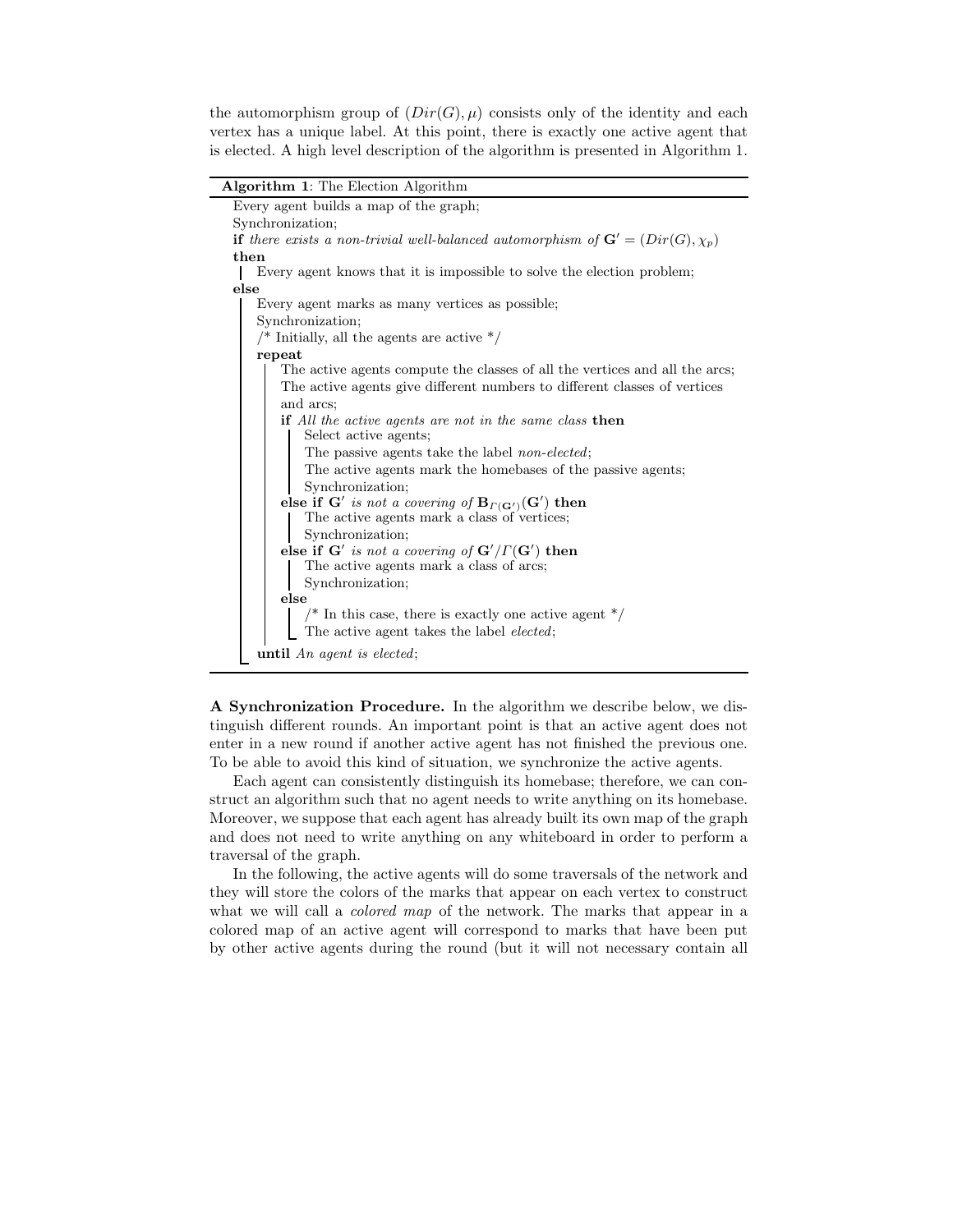the automorphism group of $(Dir(G), \mu)$ consists only of the identity and each vertex has a unique label. At this point, there is exactly one active agent that is elected. A high level description of the algorithm is presented in Algorithm 1.

**Algorithm 1**: The Election Algorithm

```
Every agent builds a map of the graph;
Synchronization;
if there exists a non-trivial well-balanced automorphism of G' = (Dir(G), χ_p)
then
    Every agent knows that it is impossible to solve the election problem;
else
    Every agent marks as many vertices as possible;
    Synchronization;
    /* Initially, all the agents are active */
    repeat
        The active agents compute the classes of all the vertices and all the arcs;
        The active agents give different numbers to different classes of vertices
        and arcs;
        if All the active agents are not in the same class then
            Select active agents;
            The passive agents take the label non-elected;
            The active agents mark the homebases of the passive agents;
            Synchronization;
        else if G' is not a covering of B_Γ(G')(G') then
            The active agents mark a class of vertices;
            Synchronization;
        else if G' is not a covering of G'/Γ(G') then
            The active agents mark a class of arcs;
            Synchronization;
        else
            /* In this case, there is exactly one active agent */
            The active agent takes the label elected;
    until An agent is elected;
```

**A Synchronization Procedure.** In the algorithm we describe below, we distinguish different rounds. An important point is that an active agent does not enter in a new round if another active agent has not finished the previous one. To be able to avoid this kind of situation, we synchronize the active agents.

Each agent can consistently distinguish its homebase; therefore, we can construct an algorithm such that no agent needs to write anything on its homebase. Moreover, we suppose that each agent has already built its own map of the graph and does not need to write anything on any whiteboard in order to perform a traversal of the graph.

In the following, the active agents will do some traversals of the network and they will store the colors of the marks that appear on each vertex to construct what we will call a *colored map* of the network. The marks that appear in a colored map of an active agent will correspond to marks that have been put by other active agents during the round (but it will not necessary contain all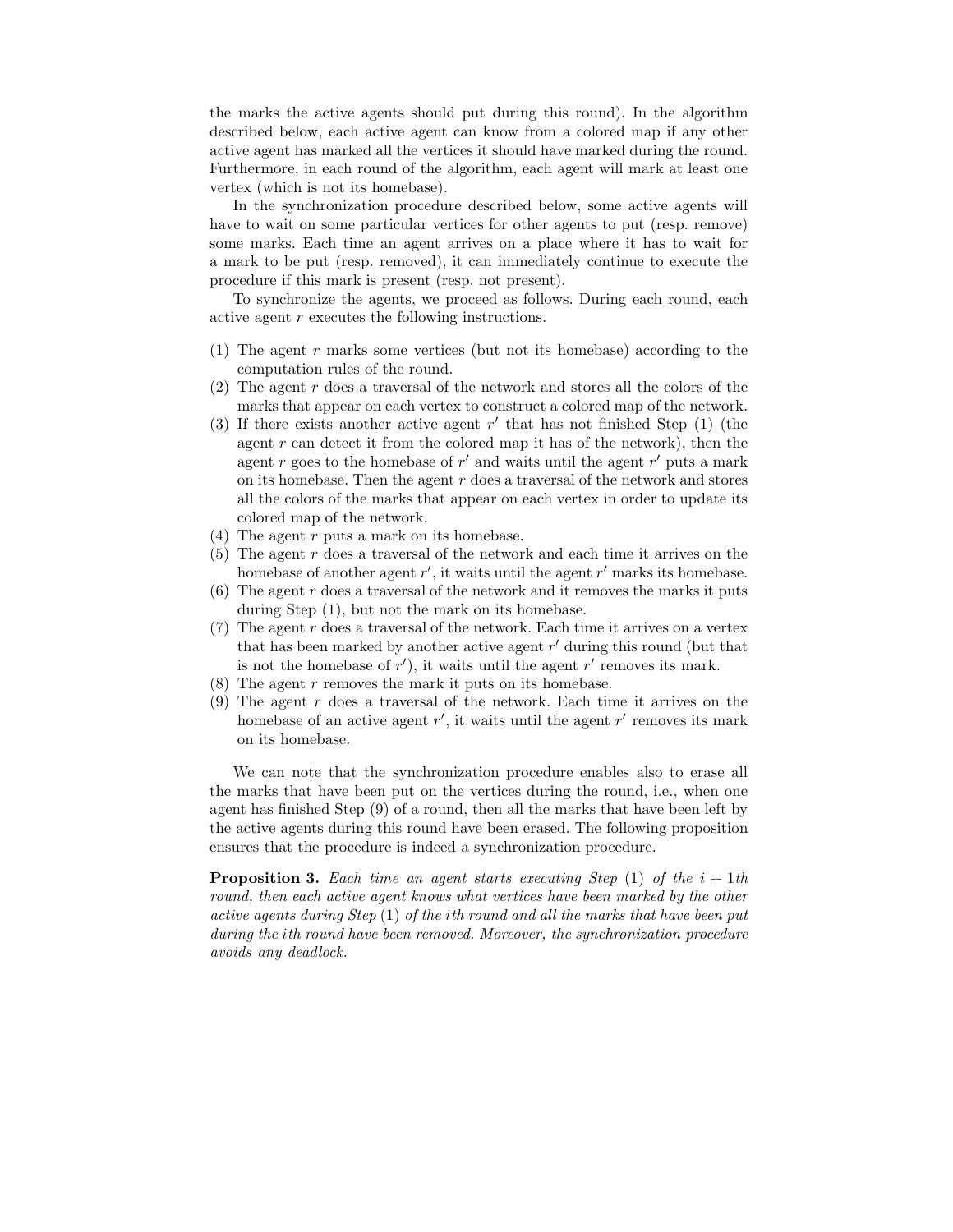the marks the active agents should put during this round). In the algorithm described below, each active agent can know from a colored map if any other active agent has marked all the vertices it should have marked during the round. Furthermore, in each round of the algorithm, each agent will mark at least one vertex (which is not its homebase).

In the synchronization procedure described below, some active agents will have to wait on some particular vertices for other agents to put (resp. remove) some marks. Each time an agent arrives on a place where it has to wait for a mark to be put (resp. removed), it can immediately continue to execute the procedure if this mark is present (resp. not present).

To synchronize the agents, we proceed as follows. During each round, each active agent $r$ executes the following instructions.

(1) The agent $r$ marks some vertices (but not its homebase) according to the computation rules of the round.
(2) The agent $r$ does a traversal of the network and stores all the colors of the marks that appear on each vertex to construct a colored map of the network.
(3) If there exists another active agent $r'$ that has not finished Step (1) (the agent $r$ can detect it from the colored map it has of the network), then the agent $r$ goes to the homebase of $r'$ and waits until the agent $r'$ puts a mark on its homebase. Then the agent $r$ does a traversal of the network and stores all the colors of the marks that appear on each vertex in order to update its colored map of the network.
(4) The agent $r$ puts a mark on its homebase.
(5) The agent $r$ does a traversal of the network and each time it arrives on the homebase of another agent $r'$, it waits until the agent $r'$ marks its homebase.
(6) The agent $r$ does a traversal of the network and it removes the marks it puts during Step (1), but not the mark on its homebase.
(7) The agent $r$ does a traversal of the network. Each time it arrives on a vertex that has been marked by another active agent $r'$ during this round (but that is not the homebase of $r'$), it waits until the agent $r'$ removes its mark.
(8) The agent $r$ removes the mark it puts on its homebase.
(9) The agent $r$ does a traversal of the network. Each time it arrives on the homebase of an active agent $r'$, it waits until the agent $r'$ removes its mark on its homebase.

We can note that the synchronization procedure enables also to erase all the marks that have been put on the vertices during the round, i.e., when one agent has finished Step (9) of a round, then all the marks that have been left by the active agents during this round have been erased. The following proposition ensures that the procedure is indeed a synchronization procedure.

**Proposition 3.** *Each time an agent starts executing Step* (1) *of the $i+1$th round, then each active agent knows what vertices have been marked by the other active agents during Step* (1) *of the $i$th round and all the marks that have been put during the $i$th round have been removed. Moreover, the synchronization procedure avoids any deadlock.*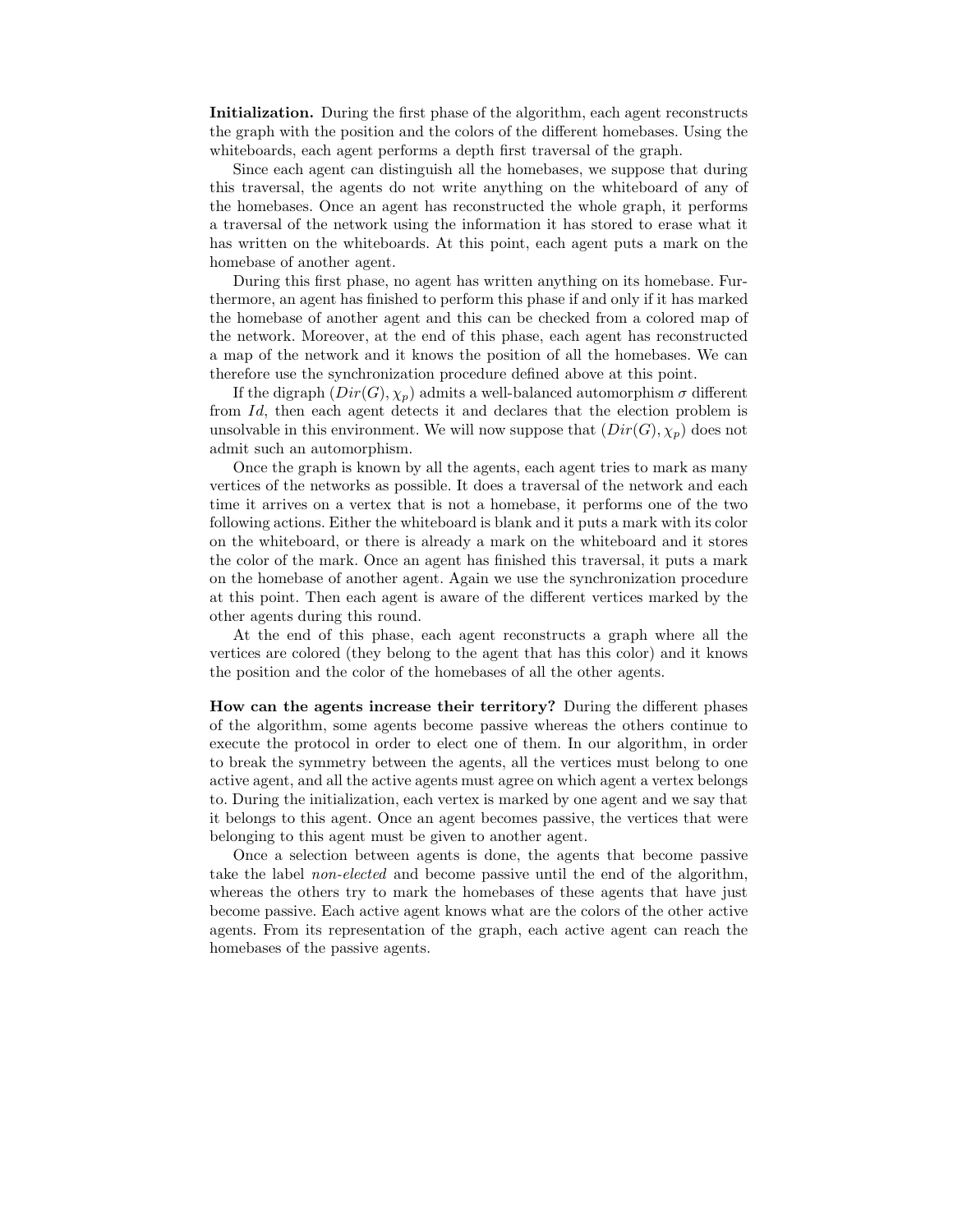**Initialization.** During the first phase of the algorithm, each agent reconstructs the graph with the position and the colors of the different homebases. Using the whiteboards, each agent performs a depth first traversal of the graph.

Since each agent can distinguish all the homebases, we suppose that during this traversal, the agents do not write anything on the whiteboard of any of the homebases. Once an agent has reconstructed the whole graph, it performs a traversal of the network using the information it has stored to erase what it has written on the whiteboards. At this point, each agent puts a mark on the homebase of another agent.

During this first phase, no agent has written anything on its homebase. Furthermore, an agent has finished to perform this phase if and only if it has marked the homebase of another agent and this can be checked from a colored map of the network. Moreover, at the end of this phase, each agent has reconstructed a map of the network and it knows the position of all the homebases. We can therefore use the synchronization procedure defined above at this point.

If the digraph $(Dir(G), \chi_p)$ admits a well-balanced automorphism $\sigma$ different from $Id$, then each agent detects it and declares that the election problem is unsolvable in this environment. We will now suppose that $(Dir(G), \chi_p)$ does not admit such an automorphism.

Once the graph is known by all the agents, each agent tries to mark as many vertices of the networks as possible. It does a traversal of the network and each time it arrives on a vertex that is not a homebase, it performs one of the two following actions. Either the whiteboard is blank and it puts a mark with its color on the whiteboard, or there is already a mark on the whiteboard and it stores the color of the mark. Once an agent has finished this traversal, it puts a mark on the homebase of another agent. Again we use the synchronization procedure at this point. Then each agent is aware of the different vertices marked by the other agents during this round.

At the end of this phase, each agent reconstructs a graph where all the vertices are colored (they belong to the agent that has this color) and it knows the position and the color of the homebases of all the other agents.

**How can the agents increase their territory?** During the different phases of the algorithm, some agents become passive whereas the others continue to execute the protocol in order to elect one of them. In our algorithm, in order to break the symmetry between the agents, all the vertices must belong to one active agent, and all the active agents must agree on which agent a vertex belongs to. During the initialization, each vertex is marked by one agent and we say that it belongs to this agent. Once an agent becomes passive, the vertices that were belonging to this agent must be given to another agent.

Once a selection between agents is done, the agents that become passive take the label *non-elected* and become passive until the end of the algorithm, whereas the others try to mark the homebases of these agents that have just become passive. Each active agent knows what are the colors of the other active agents. From its representation of the graph, each active agent can reach the homebases of the passive agents.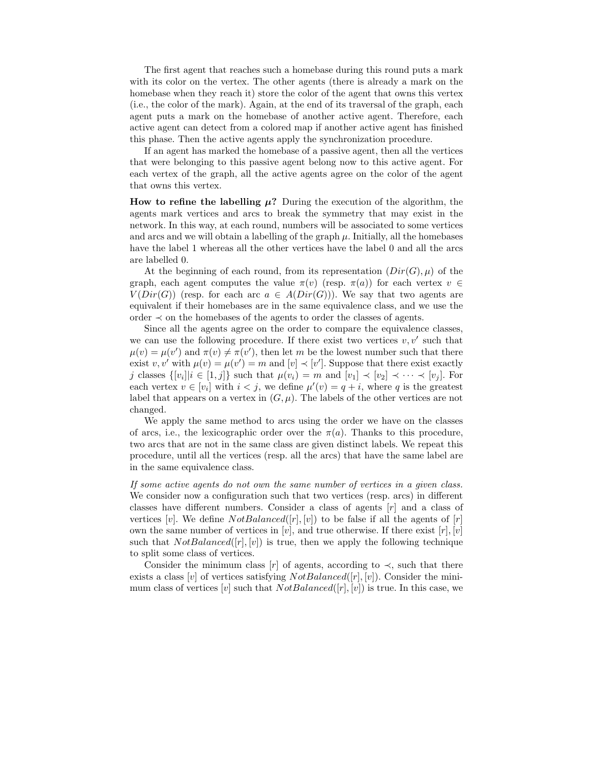The first agent that reaches such a homebase during this round puts a mark with its color on the vertex. The other agents (there is already a mark on the homebase when they reach it) store the color of the agent that owns this vertex (i.e., the color of the mark). Again, at the end of its traversal of the graph, each agent puts a mark on the homebase of another active agent. Therefore, each active agent can detect from a colored map if another active agent has finished this phase. Then the active agents apply the synchronization procedure.

If an agent has marked the homebase of a passive agent, then all the vertices that were belonging to this passive agent belong now to this active agent. For each vertex of the graph, all the active agents agree on the color of the agent that owns this vertex.

**How to refine the labelling $\mu$?** During the execution of the algorithm, the agents mark vertices and arcs to break the symmetry that may exist in the network. In this way, at each round, numbers will be associated to some vertices and arcs and we will obtain a labelling of the graph $\mu$. Initially, all the homebases have the label 1 whereas all the other vertices have the label 0 and all the arcs are labelled 0.

At the beginning of each round, from its representation $(Dir(G), \mu)$ of the graph, each agent computes the value $\pi(v)$ (resp. $\pi(a)$) for each vertex $v \in V(Dir(G))$ (resp. for each arc $a \in A(Dir(G))$). We say that two agents are equivalent if their homebases are in the same equivalence class, and we use the order $\prec$ on the homebases of the agents to order the classes of agents.

Since all the agents agree on the order to compare the equivalence classes, we can use the following procedure. If there exist two vertices $v, v'$ such that $\mu(v) = \mu(v')$ and $\pi(v) \neq \pi(v')$, then let $m$ be the lowest number such that there exist $v, v'$ with $\mu(v) = \mu(v') = m$ and $[v] \prec [v']$. Suppose that there exist exactly $j$ classes $\{[v_i] | i \in [1, j]\}$ such that $\mu(v_i) = m$ and $[v_1] \prec [v_2] \prec \cdots \prec [v_j]$. For each vertex $v \in [v_i]$ with $i < j$, we define $\mu'(v) = q + i$, where $q$ is the greatest label that appears on a vertex in $(G, \mu)$. The labels of the other vertices are not changed.

We apply the same method to arcs using the order we have on the classes of arcs, i.e., the lexicographic order over the $\pi(a)$. Thanks to this procedure, two arcs that are not in the same class are given distinct labels. We repeat this procedure, until all the vertices (resp. all the arcs) that have the same label are in the same equivalence class.

*If some active agents do not own the same number of vertices in a given class.* We consider now a configuration such that two vertices (resp. arcs) in different classes have different numbers. Consider a class of agents $[r]$ and a class of vertices $[v]$. We define $NotBalanced([r], [v])$ to be false if all the agents of $[r]$ own the same number of vertices in $[v]$, and true otherwise. If there exist $[r], [v]$ such that $NotBalanced([r], [v])$ is true, then we apply the following technique to split some class of vertices.

Consider the minimum class $[r]$ of agents, according to $\prec$, such that there exists a class $[v]$ of vertices satisfying $NotBalanced([r], [v])$. Consider the minimum class of vertices $[v]$ such that $NotBalanced([r], [v])$ is true. In this case, we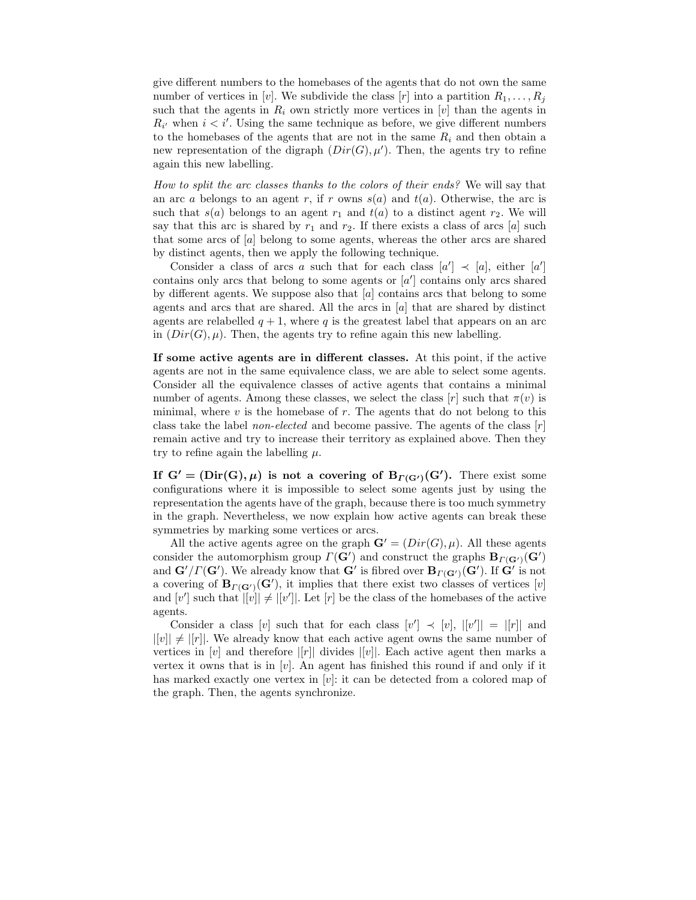give different numbers to the homebases of the agents that do not own the same number of vertices in $[v]$. We subdivide the class $[r]$ into a partition $R_1, \ldots, R_j$ such that the agents in $R_i$ own strictly more vertices in $[v]$ than the agents in $R_{i'}$ when $i < i'$. Using the same technique as before, we give different numbers to the homebases of the agents that are not in the same $R_i$ and then obtain a new representation of the digraph $(Dir(G), \mu')$. Then, the agents try to refine again this new labelling.

*How to split the arc classes thanks to the colors of their ends?* We will say that an arc $a$ belongs to an agent $r$, if $r$ owns $s(a)$ and $t(a)$. Otherwise, the arc is such that $s(a)$ belongs to an agent $r_1$ and $t(a)$ to a distinct agent $r_2$. We will say that this arc is shared by $r_1$ and $r_2$. If there exists a class of arcs $[a]$ such that some arcs of $[a]$ belong to some agents, whereas the other arcs are shared by distinct agents, then we apply the following technique.

Consider a class of arcs $a$ such that for each class $[a'] \prec [a]$, either $[a']$ contains only arcs that belong to some agents or $[a']$ contains only arcs shared by different agents. We suppose also that $[a]$ contains arcs that belong to some agents and arcs that are shared. All the arcs in $[a]$ that are shared by distinct agents are relabelled $q + 1$, where $q$ is the greatest label that appears on an arc in $(Dir(G), \mu)$. Then, the agents try to refine again this new labelling.

**If some active agents are in different classes.** At this point, if the active agents are not in the same equivalence class, we are able to select some agents. Consider all the equivalence classes of active agents that contains a minimal number of agents. Among these classes, we select the class $[r]$ such that $\pi(v)$ is minimal, where $v$ is the homebase of $r$. The agents that do not belong to this class take the label *non-elected* and become passive. The agents of the class $[r]$ remain active and try to increase their territory as explained above. Then they try to refine again the labelling $\mu$.

**If $\mathbf{G'} = (\mathbf{Dir(G)}, \boldsymbol{\mu})$ is not a covering of $\mathbf{B}_{\boldsymbol{\Gamma}(\mathbf{G'})}(\mathbf{G'})$.** There exist some configurations where it is impossible to select some agents just by using the representation the agents have of the graph, because there is too much symmetry in the graph. Nevertheless, we now explain how active agents can break these symmetries by marking some vertices or arcs.

All the active agents agree on the graph $\mathbf{G'} = (Dir(G), \mu)$. All these agents consider the automorphism group $\Gamma(\mathbf{G'})$ and construct the graphs $\mathbf{B}_{\Gamma(\mathbf{G'})}(\mathbf{G'})$ and $\mathbf{G'}/\Gamma(\mathbf{G'})$. We already know that $\mathbf{G'}$ is fibred over $\mathbf{B}_{\Gamma(\mathbf{G'})}(\mathbf{G'})$. If $\mathbf{G'}$ is not a covering of $\mathbf{B}_{\Gamma(\mathbf{G'})}(\mathbf{G'})$, it implies that there exist two classes of vertices $[v]$ and $[v']$ such that $|[v]| \neq |[v']|$. Let $[r]$ be the class of the homebases of the active agents.

Consider a class $[v]$ such that for each class $[v'] \prec [v]$, $|[v']| = |[r]|$ and $|[v]| \neq |[r]|$. We already know that each active agent owns the same number of vertices in $[v]$ and therefore $|[r]|$ divides $|[v]|$. Each active agent then marks a vertex it owns that is in $[v]$. An agent has finished this round if and only if it has marked exactly one vertex in $[v]$: it can be detected from a colored map of the graph. Then, the agents synchronize.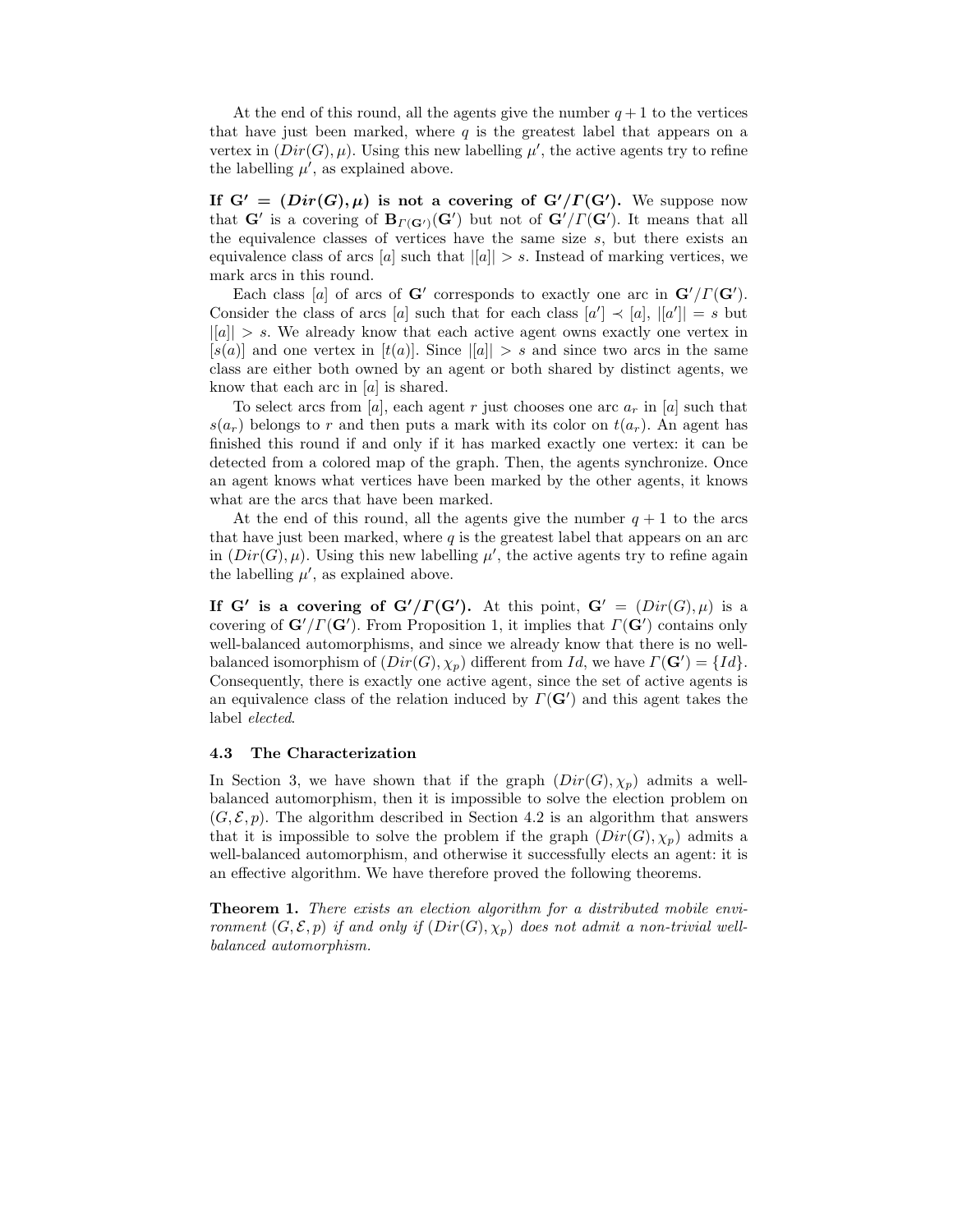At the end of this round, all the agents give the number $q+1$ to the vertices that have just been marked, where $q$ is the greatest label that appears on a vertex in $(Dir(G), \mu)$. Using this new labelling $\mu'$, the active agents try to refine the labelling $\mu'$, as explained above.

**If $\mathbf{G}' = (Dir(G), \mu)$ is not a covering of $\mathbf{G}'/\Gamma(\mathbf{G}')$.** We suppose now that $\mathbf{G}'$ is a covering of $\mathbf{B}_{\Gamma(\mathbf{G}')}(\mathbf{G}')$ but not of $\mathbf{G}'/\Gamma(\mathbf{G}')$. It means that all the equivalence classes of vertices have the same size $s$, but there exists an equivalence class of arcs $[a]$ such that $|[a]| > s$. Instead of marking vertices, we mark arcs in this round.

Each class $[a]$ of arcs of $\mathbf{G}'$ corresponds to exactly one arc in $\mathbf{G}'/\Gamma(\mathbf{G}')$. Consider the class of arcs $[a]$ such that for each class $[a'] \prec [a]$, $|[a']| = s$ but $|[a]| > s$. We already know that each active agent owns exactly one vertex in $[s(a)]$ and one vertex in $[t(a)]$. Since $|[a]| > s$ and since two arcs in the same class are either both owned by an agent or both shared by distinct agents, we know that each arc in $[a]$ is shared.

To select arcs from $[a]$, each agent $r$ just chooses one arc $a_r$ in $[a]$ such that $s(a_r)$ belongs to $r$ and then puts a mark with its color on $t(a_r)$. An agent has finished this round if and only if it has marked exactly one vertex: it can be detected from a colored map of the graph. Then, the agents synchronize. Once an agent knows what vertices have been marked by the other agents, it knows what are the arcs that have been marked.

At the end of this round, all the agents give the number $q+1$ to the arcs that have just been marked, where $q$ is the greatest label that appears on an arc in $(Dir(G), \mu)$. Using this new labelling $\mu'$, the active agents try to refine again the labelling $\mu'$, as explained above.

**If $\mathbf{G}'$ is a covering of $\mathbf{G}'/\Gamma(\mathbf{G}')$.** At this point, $\mathbf{G}' = (Dir(G), \mu)$ is a covering of $\mathbf{G}'/\Gamma(\mathbf{G}')$. From Proposition 1, it implies that $\Gamma(\mathbf{G}')$ contains only well-balanced automorphisms, and since we already know that there is no well-balanced isomorphism of $(Dir(G), \chi_p)$ different from $Id$, we have $\Gamma(\mathbf{G}') = \{Id\}$. Consequently, there is exactly one active agent, since the set of active agents is an equivalence class of the relation induced by $\Gamma(\mathbf{G}')$ and this agent takes the label *elected*.

### 4.3 The Characterization

In Section 3, we have shown that if the graph $(Dir(G), \chi_p)$ admits a well-balanced automorphism, then it is impossible to solve the election problem on $(G, \mathcal{E}, p)$. The algorithm described in Section 4.2 is an algorithm that answers that it is impossible to solve the problem if the graph $(Dir(G), \chi_p)$ admits a well-balanced automorphism, and otherwise it successfully elects an agent: it is an effective algorithm. We have therefore proved the following theorems.

**Theorem 1.** *There exists an election algorithm for a distributed mobile environment $(G, \mathcal{E}, p)$ if and only if $(Dir(G), \chi_p)$ does not admit a non-trivial well-balanced automorphism.*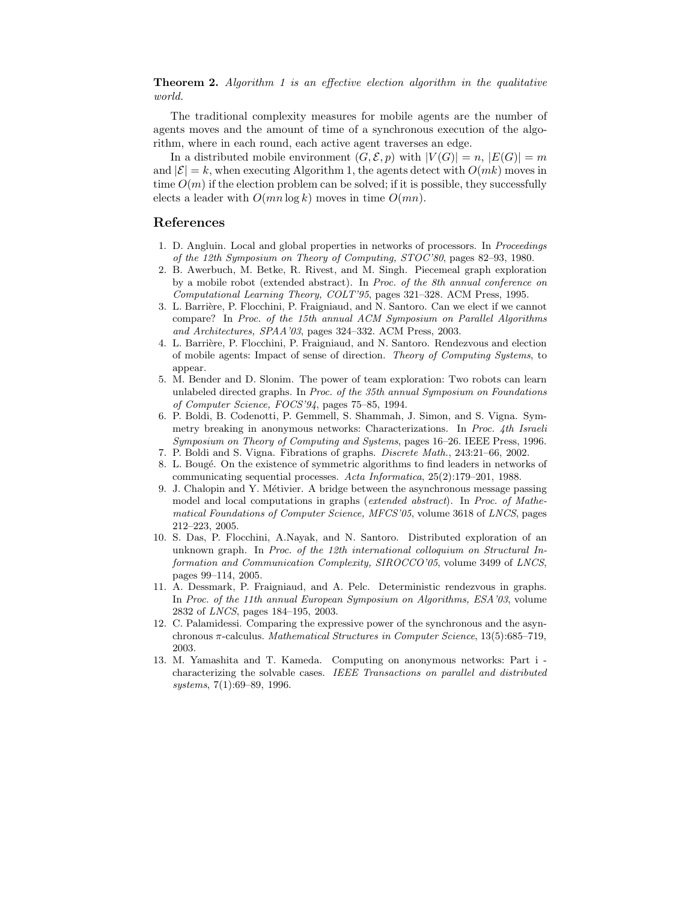**Theorem 2.** *Algorithm 1 is an effective election algorithm in the qualitative world.*

The traditional complexity measures for mobile agents are the number of agents moves and the amount of time of a synchronous execution of the algorithm, where in each round, each active agent traverses an edge.

In a distributed mobile environment $(G, \mathcal{E}, p)$ with $|V(G)| = n$, $|E(G)| = m$ and $|\mathcal{E}| = k$, when executing Algorithm 1, the agents detect with $O(mk)$ moves in time $O(m)$ if the election problem can be solved; if it is possible, they successfully elects a leader with $O(mn \log k)$ moves in time $O(mn)$.

## References

1. D. Angluin. Local and global properties in networks of processors. In *Proceedings of the 12th Symposium on Theory of Computing, STOC'80*, pages 82–93, 1980.
2. B. Awerbuch, M. Betke, R. Rivest, and M. Singh. Piecemeal graph exploration by a mobile robot (extended abstract). In *Proc. of the 8th annual conference on Computational Learning Theory, COLT'95*, pages 321–328. ACM Press, 1995.
3. L. Barrière, P. Flocchini, P. Fraigniaud, and N. Santoro. Can we elect if we cannot compare? In *Proc. of the 15th annual ACM Symposium on Parallel Algorithms and Architectures, SPAA'03*, pages 324–332. ACM Press, 2003.
4. L. Barrière, P. Flocchini, P. Fraigniaud, and N. Santoro. Rendezvous and election of mobile agents: Impact of sense of direction. *Theory of Computing Systems*, to appear.
5. M. Bender and D. Slonim. The power of team exploration: Two robots can learn unlabeled directed graphs. In *Proc. of the 35th annual Symposium on Foundations of Computer Science, FOCS'94*, pages 75–85, 1994.
6. P. Boldi, B. Codenotti, P. Gemmell, S. Shammah, J. Simon, and S. Vigna. Symmetry breaking in anonymous networks: Characterizations. In *Proc. 4th Israeli Symposium on Theory of Computing and Systems*, pages 16–26. IEEE Press, 1996.
7. P. Boldi and S. Vigna. Fibrations of graphs. *Discrete Math.*, 243:21–66, 2002.
8. L. Bougé. On the existence of symmetric algorithms to find leaders in networks of communicating sequential processes. *Acta Informatica*, 25(2):179–201, 1988.
9. J. Chalopin and Y. Métivier. A bridge between the asynchronous message passing model and local computations in graphs (*extended abstract*). In *Proc. of Mathematical Foundations of Computer Science, MFCS'05*, volume 3618 of *LNCS*, pages 212–223, 2005.
10. S. Das, P. Flocchini, A.Nayak, and N. Santoro. Distributed exploration of an unknown graph. In *Proc. of the 12th international colloquium on Structural Information and Communication Complexity, SIROCCO'05*, volume 3499 of *LNCS*, pages 99–114, 2005.
11. A. Dessmark, P. Fraigniaud, and A. Pelc. Deterministic rendezvous in graphs. In *Proc. of the 11th annual European Symposium on Algorithms, ESA'03*, volume 2832 of *LNCS*, pages 184–195, 2003.
12. C. Palamidessi. Comparing the expressive power of the synchronous and the asynchronous $\pi$-calculus. *Mathematical Structures in Computer Science*, 13(5):685–719, 2003.
13. M. Yamashita and T. Kameda. Computing on anonymous networks: Part i - characterizing the solvable cases. *IEEE Transactions on parallel and distributed systems*, 7(1):69–89, 1996.